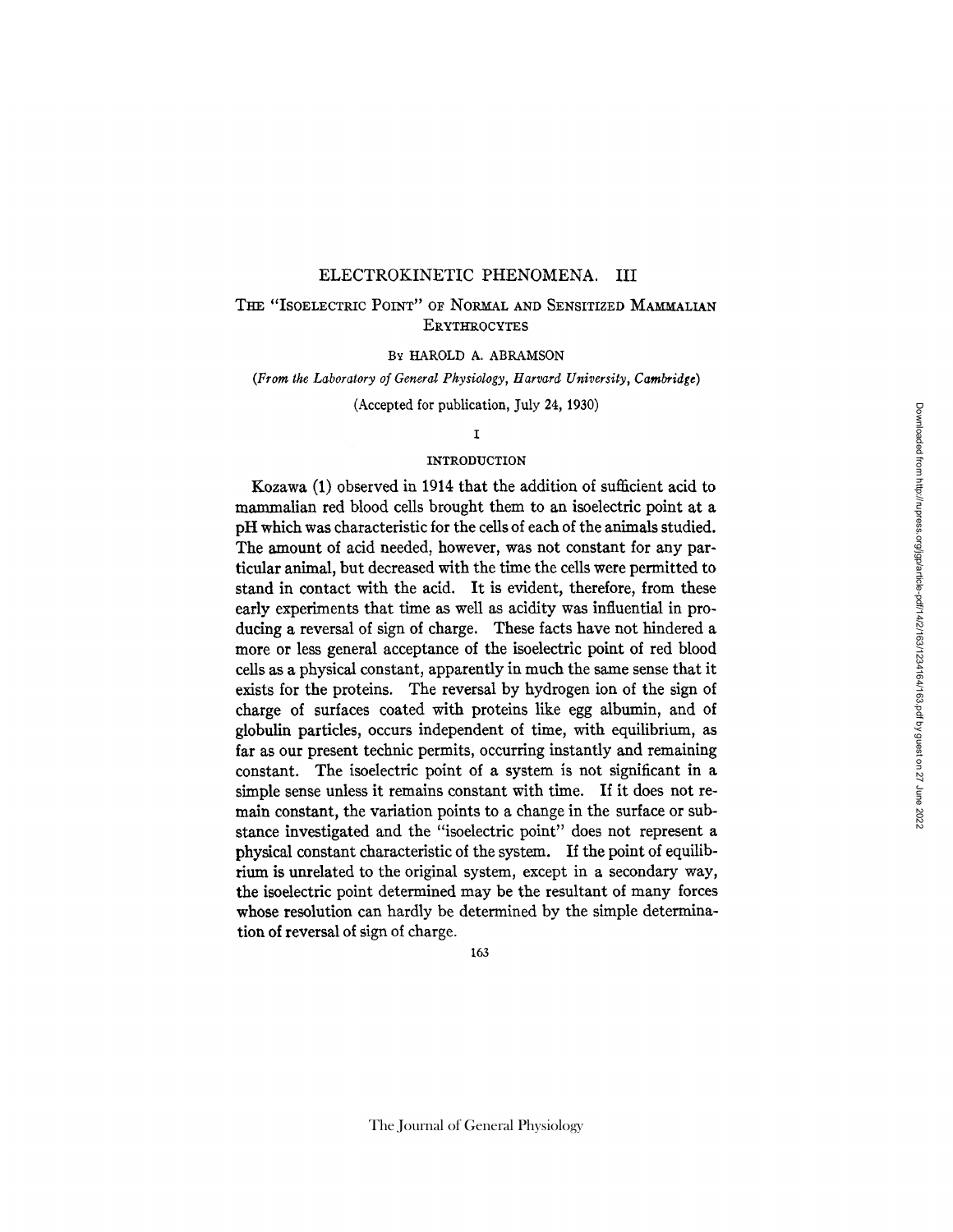# ELECTROKINETIC PHENOMENA. III

## The "Isoelectric Point" of Normal and Sensitized Mammalian Erythrocytes

By HAROLD A. ABRAMSON

*(From the Laboratory of General Physiology, Harvard University, Cambridge)*

(Accepted for publication, July 24, 1930)

### I

### INTRODUCTION

Kozawa (1) observed in 1914 that the addition of sufficient acid to mammalian red blood cells brought them to an isoelectric point at a pH which was characteristic for the cells of each of the animals studied. The amount of acid needed, however, was not constant for any particular animal, but decreased with the time the cells were permitted to stand in contact with the acid. It is evident, therefore, from these early experiments that time as well as acidity was influential in producing a reversal of sign of charge. These facts have not hindered a more or less general acceptance of the isoelectric point of red blood cells as a physical constant, apparently in much the same sense that it exists for the proteins. The reversal by hydrogen ion of the sign of charge of surfaces coated with proteins like egg albumin, and of globulin particles, occurs independent of time, with equilibrium, as far as our present technic permits, occurring instantly and remaining constant. The isoelectric point of a system is not significant in a simple sense unless it remains constant with time. If it does not remain constant, the variation points to a change in the surface or substance investigated and the "isoelectric point" does not represent a physical constant characteristic of the system. If the point of equilibrium is unrelated to the original system, except in a secondary way, the isoelectric point determined may be the resultant of many forces whose resolution can hardly be determined by the simple determination of reversal of sign of charge.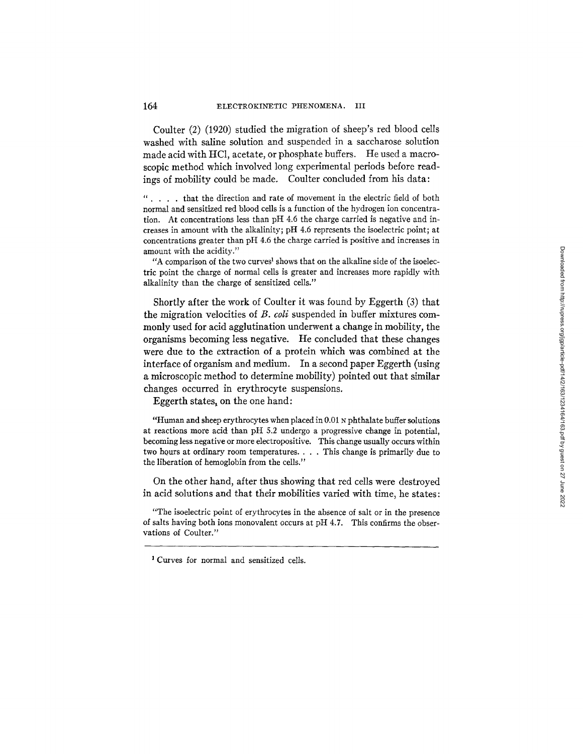Coulter (2) (1920) studied the migration of sheep's red blood cells washed with saline solution and suspended in a saccharose solution made acid with HCl, acetate, or phosphate buffers. He used a macroscopic method which involved long experimental periods before readings of mobility could be made. Coulter concluded from his data:

> ". . . . that the direction and rate of movement in the electric field of both normal and sensitized red blood cells is a function of the hydrogen ion concentration. At concentrations less than pH 4.6 the charge carried is negative and increases in amount with the alkalinity; pH 4.6 represents the isoelectric point; at concentrations greater than pH 4.6 the charge carried is positive and increases in amount with the acidity."
>
> "A comparison of the two curves[1] shows that on the alkaline side of the isoelectric point the charge of normal cells is greater and increases more rapidly with alkalinity than the charge of sensitized cells."

Shortly after the work of Coulter it was found by Eggerth (3) that the migration velocities of *B. coli* suspended in buffer mixtures commonly used for acid agglutination underwent a change in mobility, the organisms becoming less negative. He concluded that these changes were due to the extraction of a protein which was combined at the interface of organism and medium. In a second paper Eggerth (using a microscopic method to determine mobility) pointed out that similar changes occurred in erythrocyte suspensions.

Eggerth states, on the one hand:

> "Human and sheep erythrocytes when placed in 0.01 N phthalate buffer solutions at reactions more acid than pH 5.2 undergo a progressive change in potential, becoming less negative or more electropositive. This change usually occurs within two hours at ordinary room temperatures. . . . This change is primarily due to the liberation of hemoglobin from the cells."

On the other hand, after thus showing that red cells were destroyed in acid solutions and that their mobilities varied with time, he states:

> "The isoelectric point of erythrocytes in the absence of salt or in the presence of salts having both ions monovalent occurs at pH 4.7. This confirms the observations of Coulter."

---

[1] Curves for normal and sensitized cells.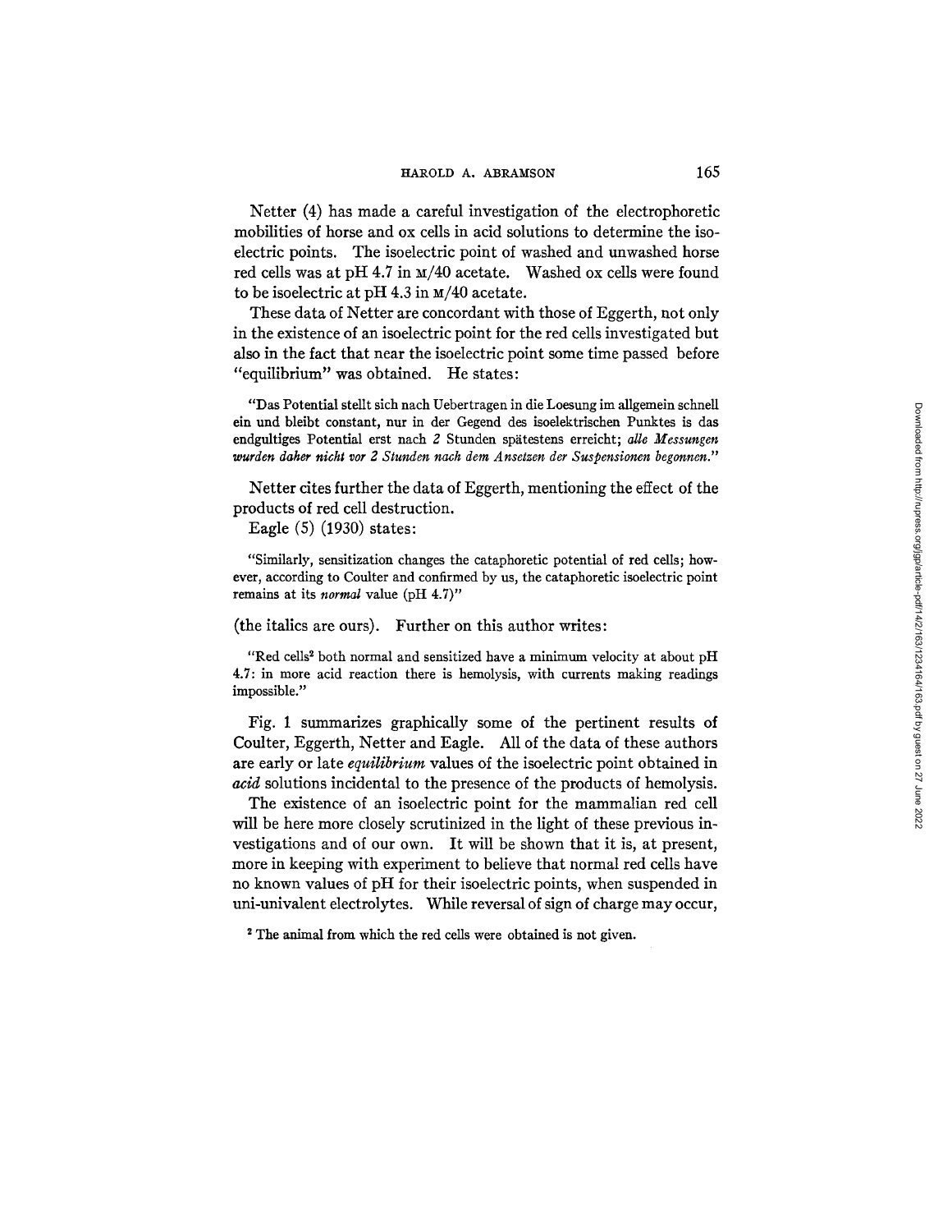Netter (4) has made a careful investigation of the electrophoretic mobilities of horse and ox cells in acid solutions to determine the isoelectric points. The isoelectric point of washed and unwashed horse red cells was at pH 4.7 in M/40 acetate. Washed ox cells were found to be isoelectric at pH 4.3 in M/40 acetate.

These data of Netter are concordant with those of Eggerth, not only in the existence of an isoelectric point for the red cells investigated but also in the fact that near the isoelectric point some time passed before "equilibrium" was obtained. He states:

> "Das Potential stellt sich nach Uebertragen in die Loesung im allgemein schnell ein und bleibt constant, nur in der Gegend des isoelektrischen Punktes is das endgultiges Potential erst nach 2 Stunden spätestens erreicht; *alle Messungen wurden daher nicht vor 2 Stunden nach dem Ansetzen der Suspensionen begonnen.*"

Netter cites further the data of Eggerth, mentioning the effect of the products of red cell destruction.

Eagle (5) (1930) states:

> "Similarly, sensitization changes the cataphoretic potential of red cells; however, according to Coulter and confirmed by us, the cataphoretic isoelectric point remains at its *normal* value (pH 4.7)"

(the italics are ours). Further on this author writes:

> "Red cells[2] both normal and sensitized have a minimum velocity at about pH 4.7: in more acid reaction there is hemolysis, with currents making readings impossible."

Fig. 1 summarizes graphically some of the pertinent results of Coulter, Eggerth, Netter and Eagle. All of the data of these authors are early or late *equilibrium* values of the isoelectric point obtained in *acid* solutions incidental to the presence of the products of hemolysis.

The existence of an isoelectric point for the mammalian red cell will be here more closely scrutinized in the light of these previous investigations and of our own. It will be shown that it is, at present, more in keeping with experiment to believe that normal red cells have no known values of pH for their isoelectric points, when suspended in uni-univalent electrolytes. While reversal of sign of charge may occur,

[2] The animal from which the red cells were obtained is not given.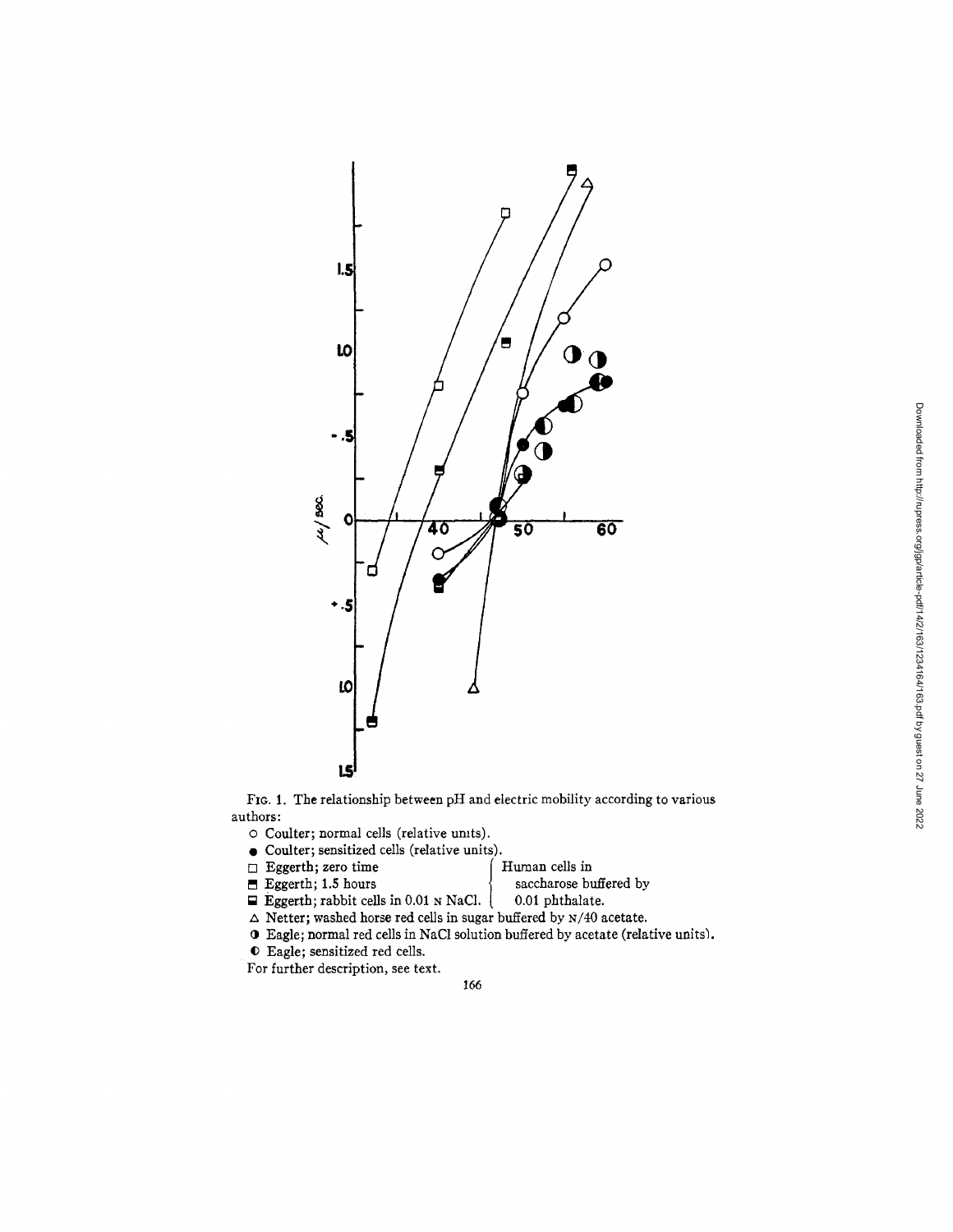FIG. 1. The relationship between pH and electric mobility according to various authors:

○ Coulter; normal cells (relative units).

● Coulter; sensitized cells (relative units).

□ Eggerth; zero time — Human cells in saccharose buffered by 0.01 phthalate.

⬒ Eggerth; 1.5 hours — Human cells in saccharose buffered by 0.01 phthalate.

⊟ Eggerth; rabbit cells in 0.01 N NaCl. — Human cells in saccharose buffered by 0.01 phthalate.

△ Netter; washed horse red cells in sugar buffered by N/40 acetate.

◑ Eagle; normal red cells in NaCl solution buffered by acetate (relative units).

◐ Eagle; sensitized red cells.

For further description, see text.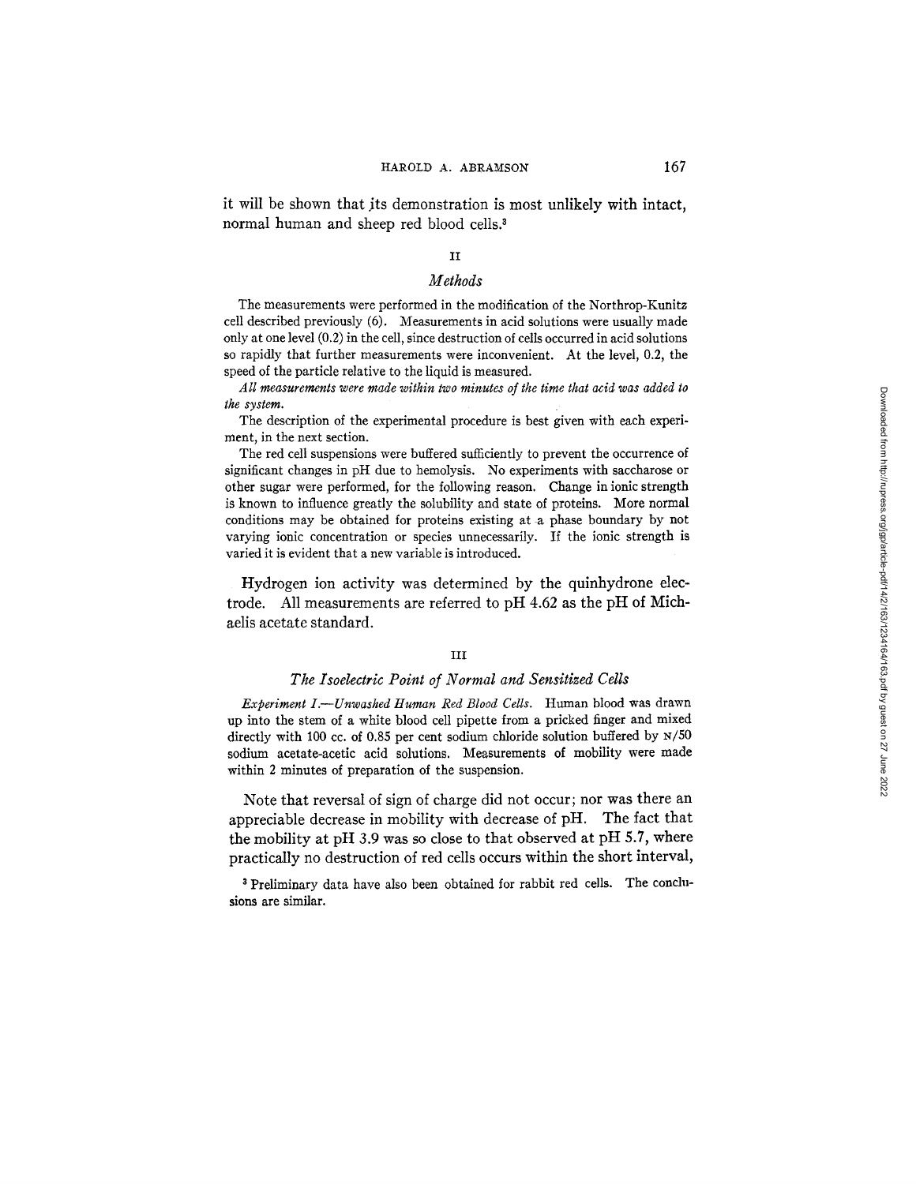it will be shown that its demonstration is most unlikely with intact, normal human and sheep red blood cells.[3]

## II

### *Methods*

The measurements were performed in the modification of the Northrop-Kunitz cell described previously (6). Measurements in acid solutions were usually made only at one level (0.2) in the cell, since destruction of cells occurred in acid solutions so rapidly that further measurements were inconvenient. At the level, 0.2, the speed of the particle relative to the liquid is measured.

*All measurements were made within two minutes of the time that acid was added to the system.*

The description of the experimental procedure is best given with each experiment, in the next section.

The red cell suspensions were buffered sufficiently to prevent the occurrence of significant changes in pH due to hemolysis. No experiments with saccharose or other sugar were performed, for the following reason. Change in ionic strength is known to influence greatly the solubility and state of proteins. More normal conditions may be obtained for proteins existing at a phase boundary by not varying ionic concentration or species unnecessarily. If the ionic strength is varied it is evident that a new variable is introduced.

Hydrogen ion activity was determined by the quinhydrone electrode. All measurements are referred to pH 4.62 as the pH of Michaelis acetate standard.

## III

### *The Isoelectric Point of Normal and Sensitized Cells*

*Experiment I.—Unwashed Human Red Blood Cells.* Human blood was drawn up into the stem of a white blood cell pipette from a pricked finger and mixed directly with 100 cc. of 0.85 per cent sodium chloride solution buffered by N/50 sodium acetate-acetic acid solutions. Measurements of mobility were made within 2 minutes of preparation of the suspension.

Note that reversal of sign of charge did not occur; nor was there an appreciable decrease in mobility with decrease of pH. The fact that the mobility at pH 3.9 was so close to that observed at pH 5.7, where practically no destruction of red cells occurs within the short interval,

[3] Preliminary data have also been obtained for rabbit red cells. The conclusions are similar.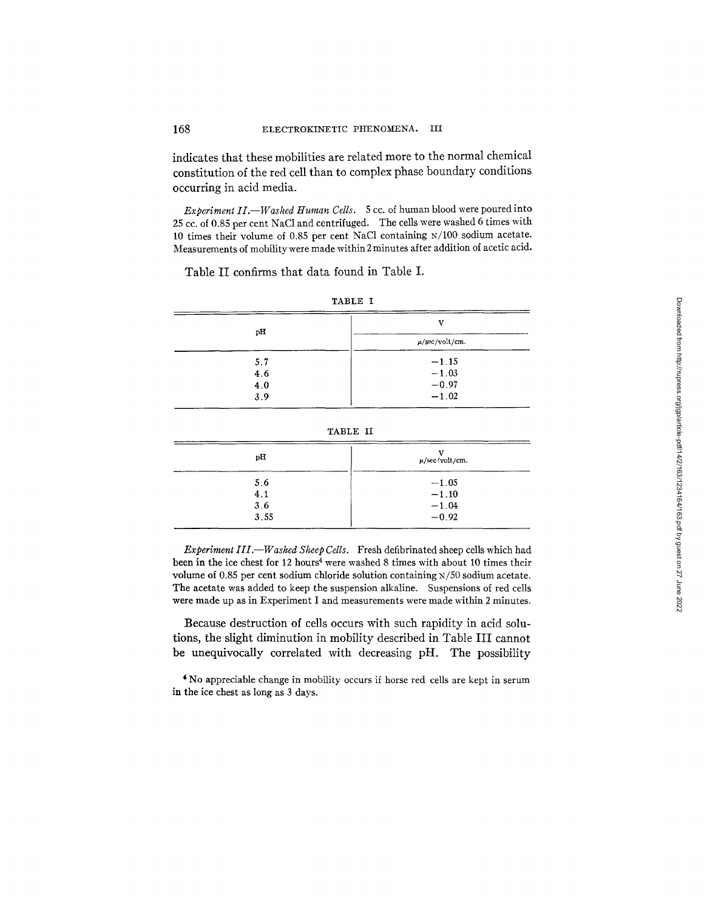indicates that these mobilities are related more to the normal chemical constitution of the red cell than to complex phase boundary conditions occurring in acid media.

*Experiment II.—Washed Human Cells.* 5 cc. of human blood were poured into 25 cc. of 0.85 per cent NaCl and centrifuged. The cells were washed 6 times with 10 times their volume of 0.85 per cent NaCl containing N/100 sodium acetate. Measurements of mobility were made within 2 minutes after addition of acetic acid.

Table II confirms that data found in Table I.

TABLE I

| pH | V<br>μ/sec/volt/cm. |
|---|---|
| 5.7 | −1.15 |
| 4.6 | −1.03 |
| 4.0 | −0.97 |
| 3.9 | −1.02 |

TABLE II

| pH | V<br>μ/sec/volt/cm. |
|---|---|
| 5.6 | −1.05 |
| 4.1 | −1.10 |
| 3.6 | −1.04 |
| 3.55 | −0.92 |

*Experiment III.—Washed Sheep Cells.* Fresh defibrinated sheep cells which had been in the ice chest for 12 hours[4] were washed 8 times with about 10 times their volume of 0.85 per cent sodium chloride solution containing N/50 sodium acetate. The acetate was added to keep the suspension alkaline. Suspensions of red cells were made up as in Experiment I and measurements were made within 2 minutes.

Because destruction of cells occurs with such rapidity in acid solutions, the slight diminution in mobility described in Table III cannot be unequivocally correlated with decreasing pH. The possibility

[4] No appreciable change in mobility occurs if horse red cells are kept in serum in the ice chest as long as 3 days.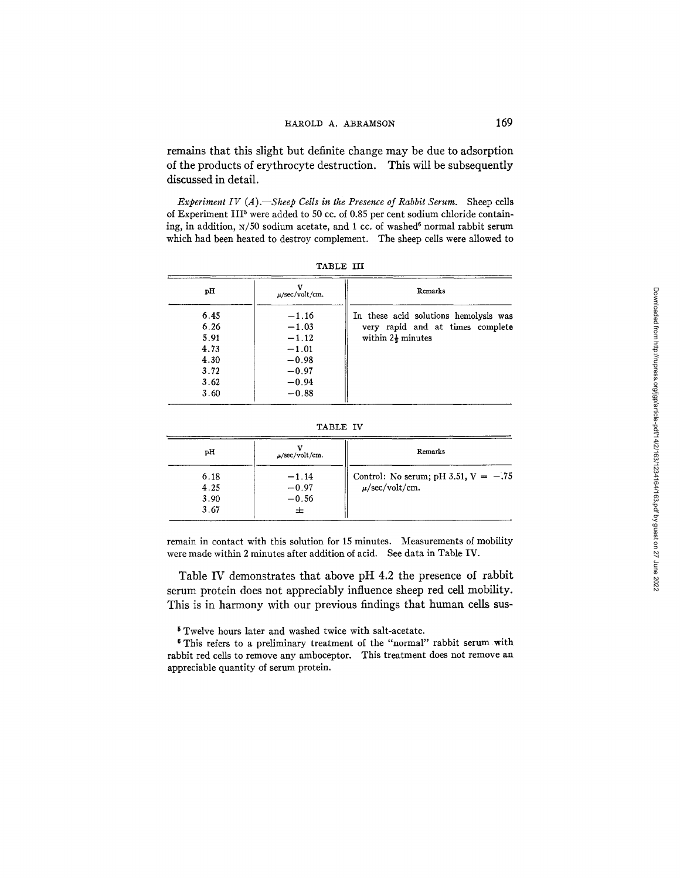remains that this slight but definite change may be due to adsorption of the products of erythrocyte destruction. This will be subsequently discussed in detail.

*Experiment IV (A).—Sheep Cells in the Presence of Rabbit Serum.* Sheep cells of Experiment III[5] were added to 50 cc. of 0.85 per cent sodium chloride containing, in addition, N/50 sodium acetate, and 1 cc. of washed[6] normal rabbit serum which had been heated to destroy complement. The sheep cells were allowed to remain in contact with this solution for 15 minutes. Measurements of mobility were made within 2 minutes after addition of acid. See data in Table IV.

TABLE III

| pH | V $\mu$/sec/volt/cm. | Remarks |
|---|---|---|
| 6.45 | −1.16 | In these acid solutions hemolysis was very rapid and at times complete within $2\frac{1}{2}$ minutes |
| 6.26 | −1.03 | |
| 5.91 | −1.12 | |
| 4.73 | −1.01 | |
| 4.30 | −0.98 | |
| 3.72 | −0.97 | |
| 3.62 | −0.94 | |
| 3.60 | −0.88 | |

TABLE IV

| pH | V $\mu$/sec/volt/cm. | Remarks |
|---|---|---|
| 6.18 | −1.14 | Control: No serum; pH 3.51, V = −.75 $\mu$/sec/volt/cm. |
| 4.25 | −0.97 | |
| 3.90 | −0.56 | |
| 3.67 | ± | |

Table IV demonstrates that above pH 4.2 the presence of rabbit serum protein does not appreciably influence sheep red cell mobility. This is in harmony with our previous findings that human cells sus-

[5] Twelve hours later and washed twice with salt-acetate.

[6] This refers to a preliminary treatment of the "normal" rabbit serum with rabbit red cells to remove any amboceptor. This treatment does not remove an appreciable quantity of serum protein.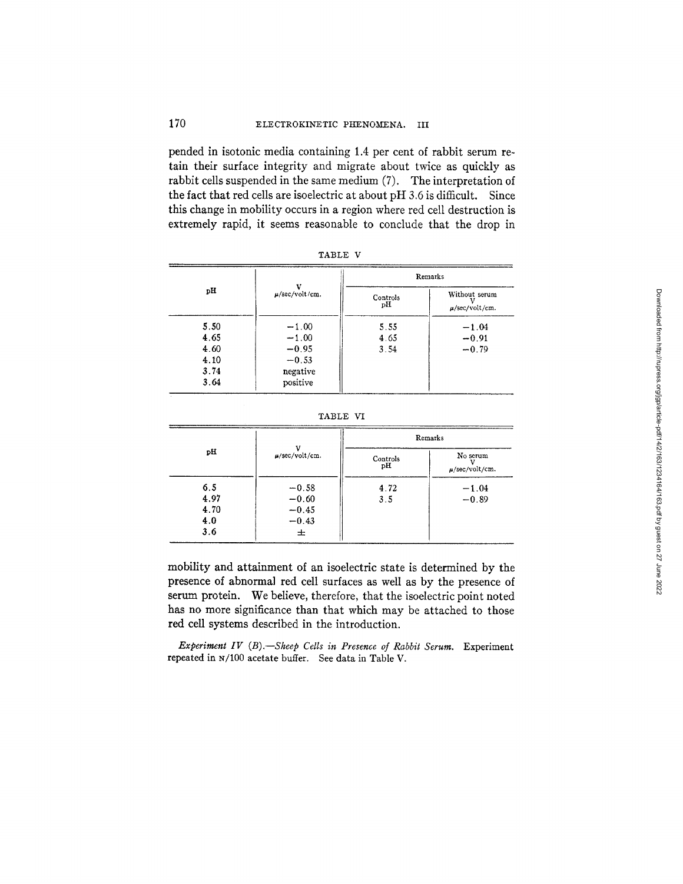pended in isotonic media containing 1.4 per cent of rabbit serum retain their surface integrity and migrate about twice as quickly as rabbit cells suspended in the same medium (7). The interpretation of the fact that red cells are isoelectric at about pH 3.6 is difficult. Since this change in mobility occurs in a region where red cell destruction is extremely rapid, it seems reasonable to conclude that the drop in

TABLE V

| pH | V μ/sec/volt/cm. | Remarks | |
|---|---|---|---|
| | | Controls pH | Without serum V μ/sec/volt/cm. |
| 5.50 | −1.00 | 5.55 | −1.04 |
| 4.65 | −1.00 | 4.65 | −0.91 |
| 4.60 | −0.95 | 3.54 | −0.79 |
| 4.10 | −0.53 | | |
| 3.74 | negative | | |
| 3.64 | positive | | |

TABLE VI

| pH | V μ/sec/volt/cm. | Remarks | |
|---|---|---|---|
| | | Controls pH | No serum V μ/sec/volt/cm. |
| 6.5 | −0.58 | 4.72 | −1.04 |
| 4.97 | −0.60 | 3.5 | −0.89 |
| 4.70 | −0.45 | | |
| 4.0 | −0.43 | | |
| 3.6 | ± | | |

mobility and attainment of an isoelectric state is determined by the presence of abnormal red cell surfaces as well as by the presence of serum protein. We believe, therefore, that the isoelectric point noted has no more significance than that which may be attached to those red cell systems described in the introduction.

*Experiment IV (B).—Sheep Cells in Presence of Rabbit Serum.* Experiment repeated in N/100 acetate buffer. See data in Table V.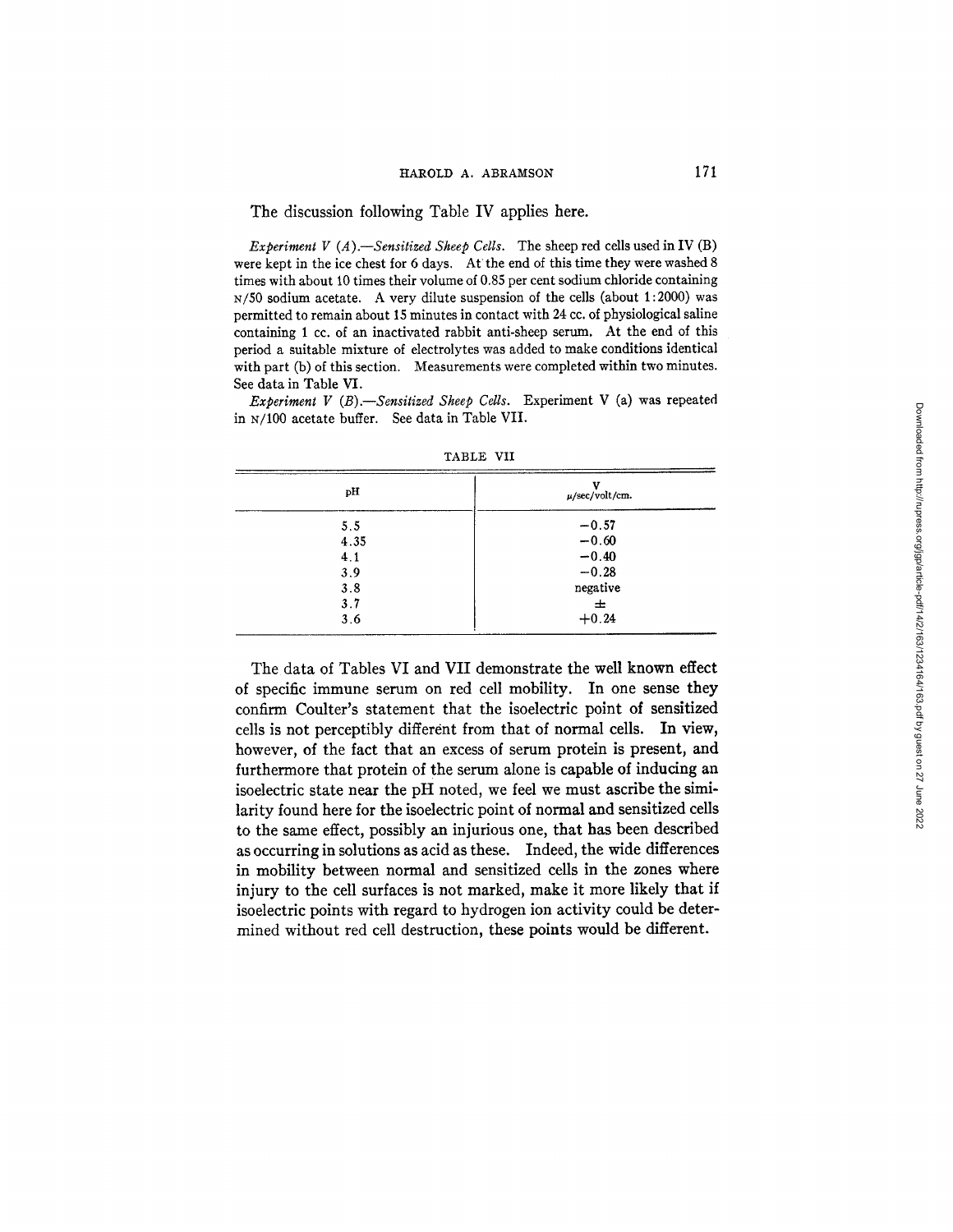The discussion following Table IV applies here.

*Experiment V (A).—Sensitized Sheep Cells.* The sheep red cells used in IV (B) were kept in the ice chest for 6 days. At the end of this time they were washed 8 times with about 10 times their volume of 0.85 per cent sodium chloride containing N/50 sodium acetate. A very dilute suspension of the cells (about 1:2000) was permitted to remain about 15 minutes in contact with 24 cc. of physiological saline containing 1 cc. of an inactivated rabbit anti-sheep serum. At the end of this period a suitable mixture of electrolytes was added to make conditions identical with part (b) of this section. Measurements were completed within two minutes. See data in Table VI.

*Experiment V (B).—Sensitized Sheep Cells.* Experiment V (a) was repeated in N/100 acetate buffer. See data in Table VII.

TABLE VII

| pH | V μ/sec/volt/cm. |
|---|---|
| 5.5 | −0.57 |
| 4.35 | −0.60 |
| 4.1 | −0.40 |
| 3.9 | −0.28 |
| 3.8 | negative |
| 3.7 | ± |
| 3.6 | +0.24 |

The data of Tables VI and VII demonstrate the well known effect of specific immune serum on red cell mobility. In one sense they confirm Coulter's statement that the isoelectric point of sensitized cells is not perceptibly different from that of normal cells. In view, however, of the fact that an excess of serum protein is present, and furthermore that protein of the serum alone is capable of inducing an isoelectric state near the pH noted, we feel we must ascribe the similarity found here for the isoelectric point of normal and sensitized cells to the same effect, possibly an injurious one, that has been described as occurring in solutions as acid as these. Indeed, the wide differences in mobility between normal and sensitized cells in the zones where injury to the cell surfaces is not marked, make it more likely that if isoelectric points with regard to hydrogen ion activity could be determined without red cell destruction, these points would be different.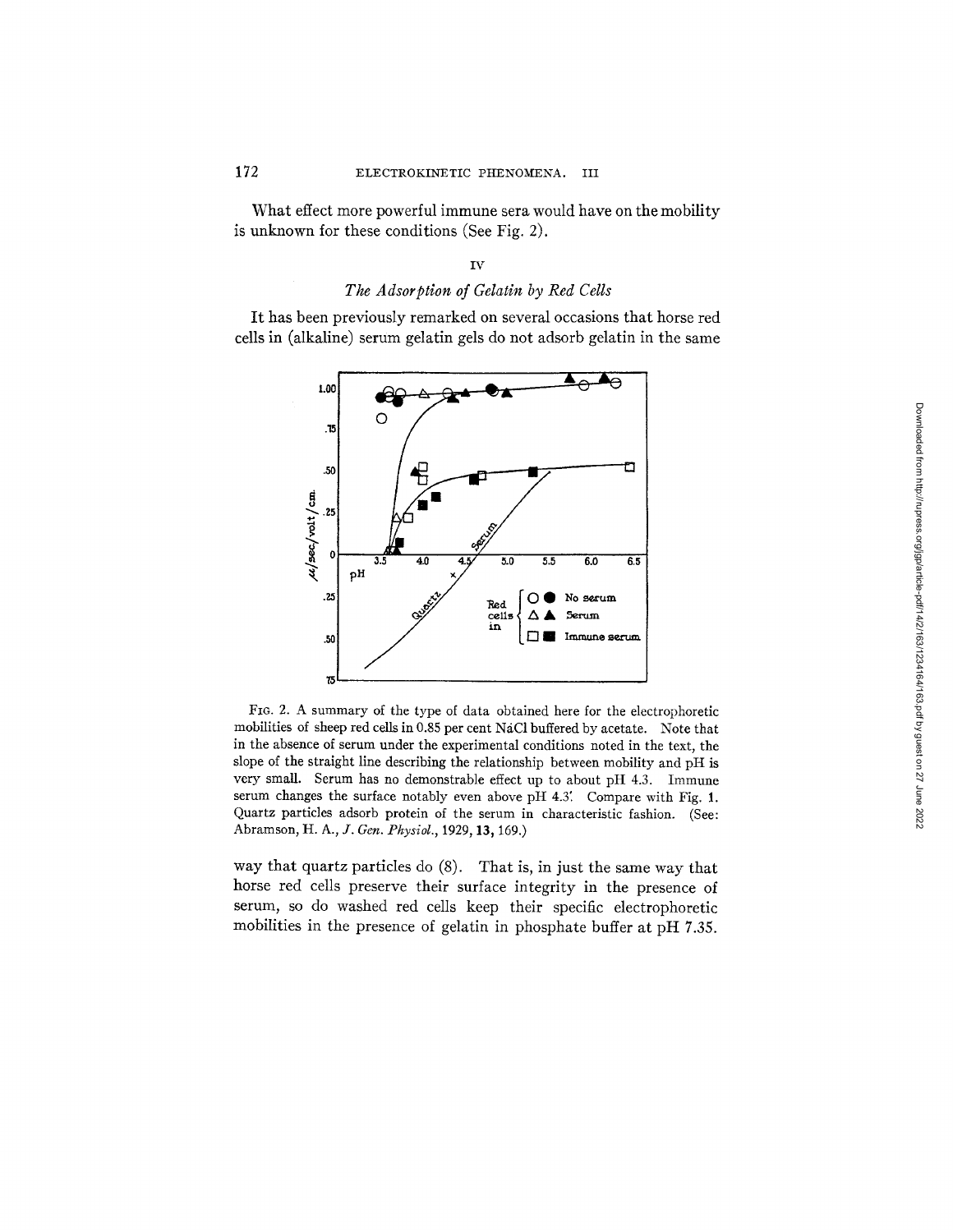What effect more powerful immune sera would have on the mobility is unknown for these conditions (See Fig. 2).

## IV

### *The Adsorption of Gelatin by Red Cells*

It has been previously remarked on several occasions that horse red cells in (alkaline) serum gelatin gels do not adsorb gelatin in the same

FIG. 2. A summary of the type of data obtained here for the electrophoretic mobilities of sheep red cells in 0.85 per cent NaCl buffered by acetate. Note that in the absence of serum under the experimental conditions noted in the text, the slope of the straight line describing the relationship between mobility and pH is very small. Serum has no demonstrable effect up to about pH 4.3. Immune serum changes the surface notably even above pH 4.3. Compare with Fig. 1. Quartz particles adsorb protein of the serum in characteristic fashion. (See: Abramson, H. A., *J. Gen. Physiol.*, 1929, **13**, 169.)

way that quartz particles do (8). That is, in just the same way that horse red cells preserve their surface integrity in the presence of serum, so do washed red cells keep their specific electrophoretic mobilities in the presence of gelatin in phosphate buffer at pH 7.35.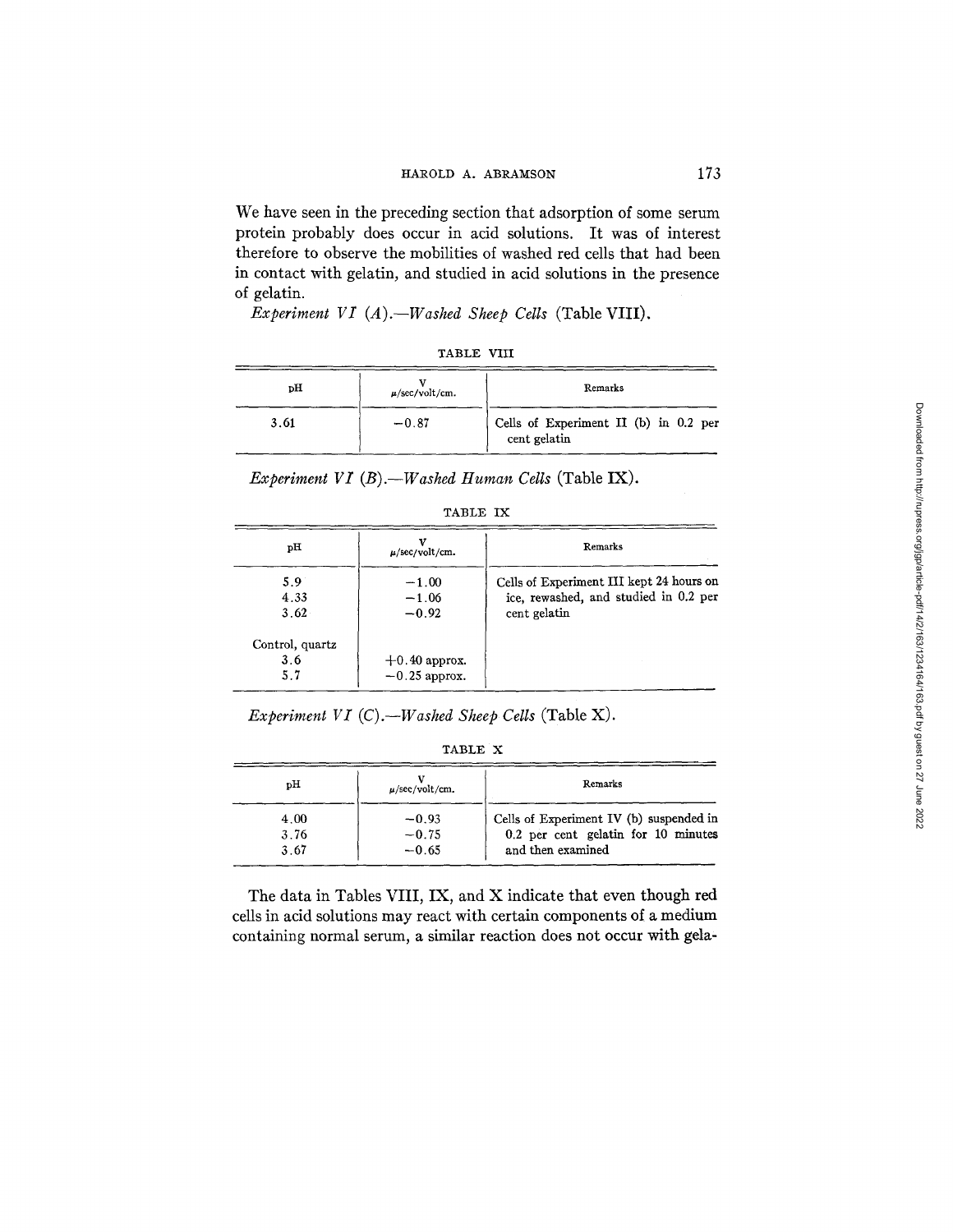We have seen in the preceding section that adsorption of some serum protein probably does occur in acid solutions. It was of interest therefore to observe the mobilities of washed red cells that had been in contact with gelatin, and studied in acid solutions in the presence of gelatin.

*Experiment VI (A).—Washed Sheep Cells* (Table VIII).

TABLE VIII

| pH | V μ/sec/volt/cm. | Remarks |
|---|---|---|
| 3.61 | −0.87 | Cells of Experiment II (b) in 0.2 per cent gelatin |

*Experiment VI (B).—Washed Human Cells* (Table IX).

TABLE IX

| pH | V μ/sec/volt/cm. | Remarks |
|---|---|---|
| 5.9 | −1.00 | Cells of Experiment III kept 24 hours on ice, rewashed, and studied in 0.2 per cent gelatin |
| 4.33 | −1.06 | |
| 3.62 | −0.92 | |
| Control, quartz | | |
| 3.6 | +0.40 approx. | |
| 5.7 | −0.25 approx. | |

*Experiment VI (C).—Washed Sheep Cells* (Table X).

TABLE X

| pH | V μ/sec/volt/cm. | Remarks |
|---|---|---|
| 4.00 | −0.93 | Cells of Experiment IV (b) suspended in 0.2 per cent gelatin for 10 minutes and then examined |
| 3.76 | −0.75 | |
| 3.67 | −0.65 | |

The data in Tables VIII, IX, and X indicate that even though red cells in acid solutions may react with certain components of a medium containing normal serum, a similar reaction does not occur with gela-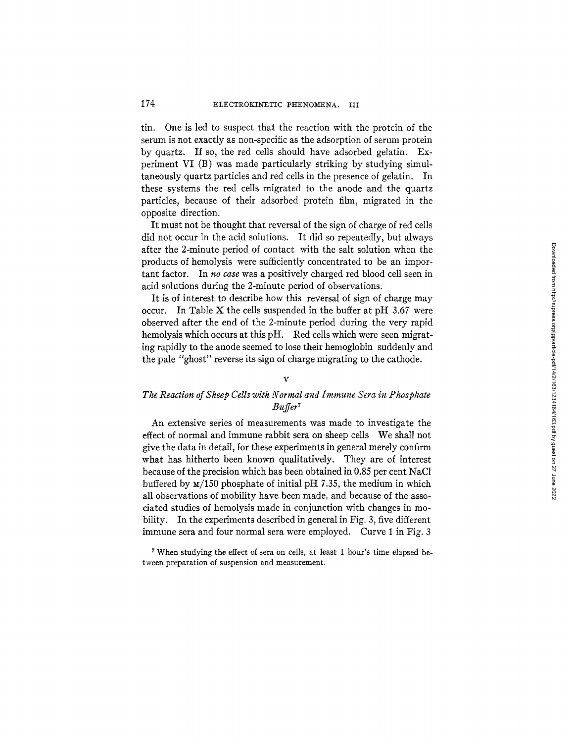tin. One is led to suspect that the reaction with the protein of the serum is not exactly as non-specific as the adsorption of serum protein by quartz. If so, the red cells should have adsorbed gelatin. Experiment VI (B) was made particularly striking by studying simultaneously quartz particles and red cells in the presence of gelatin. In these systems the red cells migrated to the anode and the quartz particles, because of their adsorbed protein film, migrated in the opposite direction.

It must not be thought that reversal of the sign of charge of red cells did not occur in the acid solutions. It did so repeatedly, but always after the 2-minute period of contact with the salt solution when the products of hemolysis were sufficiently concentrated to be an important factor. In *no case* was a positively charged red blood cell seen in acid solutions during the 2-minute period of observations.

It is of interest to describe how this reversal of sign of charge may occur. In Table X the cells suspended in the buffer at pH 3.67 were observed after the end of the 2-minute period during the very rapid hemolysis which occurs at this pH. Red cells which were seen migrating rapidly to the anode seemed to lose their hemoglobin suddenly and the pale "ghost" reverse its sign of charge migrating to the cathode.

## V

### *The Reaction of Sheep Cells with Normal and Immune Sera in Phosphate Buffer*[7]

An extensive series of measurements was made to investigate the effect of normal and immune rabbit sera on sheep cells We shall not give the data in detail, for these experiments in general merely confirm what has hitherto been known qualitatively. They are of interest because of the precision which has been obtained in 0.85 per cent NaCl buffered by M/150 phosphate of initial pH 7.35, the medium in which all observations of mobility have been made, and because of the associated studies of hemolysis made in conjunction with changes in mobility. In the experiments described in general in Fig. 3, five different immune sera and four normal sera were employed. Curve 1 in Fig. 3

[7] When studying the effect of sera on cells, at least 1 hour's time elapsed between preparation of suspension and measurement.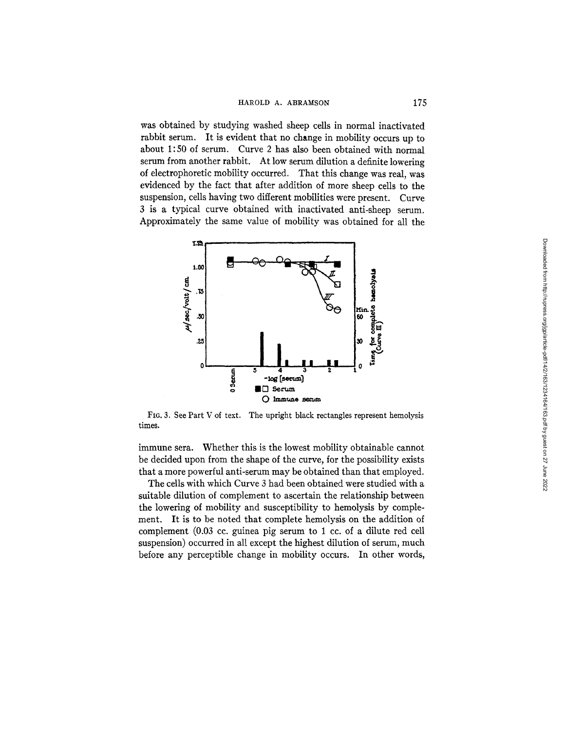was obtained by studying washed sheep cells in normal inactivated rabbit serum. It is evident that no change in mobility occurs up to about 1:50 of serum. Curve 2 has also been obtained with normal serum from another rabbit. At low serum dilution a definite lowering of electrophoretic mobility occurred. That this change was real, was evidenced by the fact that after addition of more sheep cells to the suspension, cells having two different mobilities were present. Curve 3 is a typical curve obtained with inactivated anti-sheep serum. Approximately the same value of mobility was obtained for all the

FIG. 3. See Part V of text. The upright black rectangles represent hemolysis times.

immune sera. Whether this is the lowest mobility obtainable cannot be decided upon from the shape of the curve, for the possibility exists that a more powerful anti-serum may be obtained than that employed.

The cells with which Curve 3 had been obtained were studied with a suitable dilution of complement to ascertain the relationship between the lowering of mobility and susceptibility to hemolysis by complement. It is to be noted that complete hemolysis on the addition of complement (0.03 cc. guinea pig serum to 1 cc. of a dilute red cell suspension) occurred in all except the highest dilution of serum, much before any perceptible change in mobility occurs. In other words,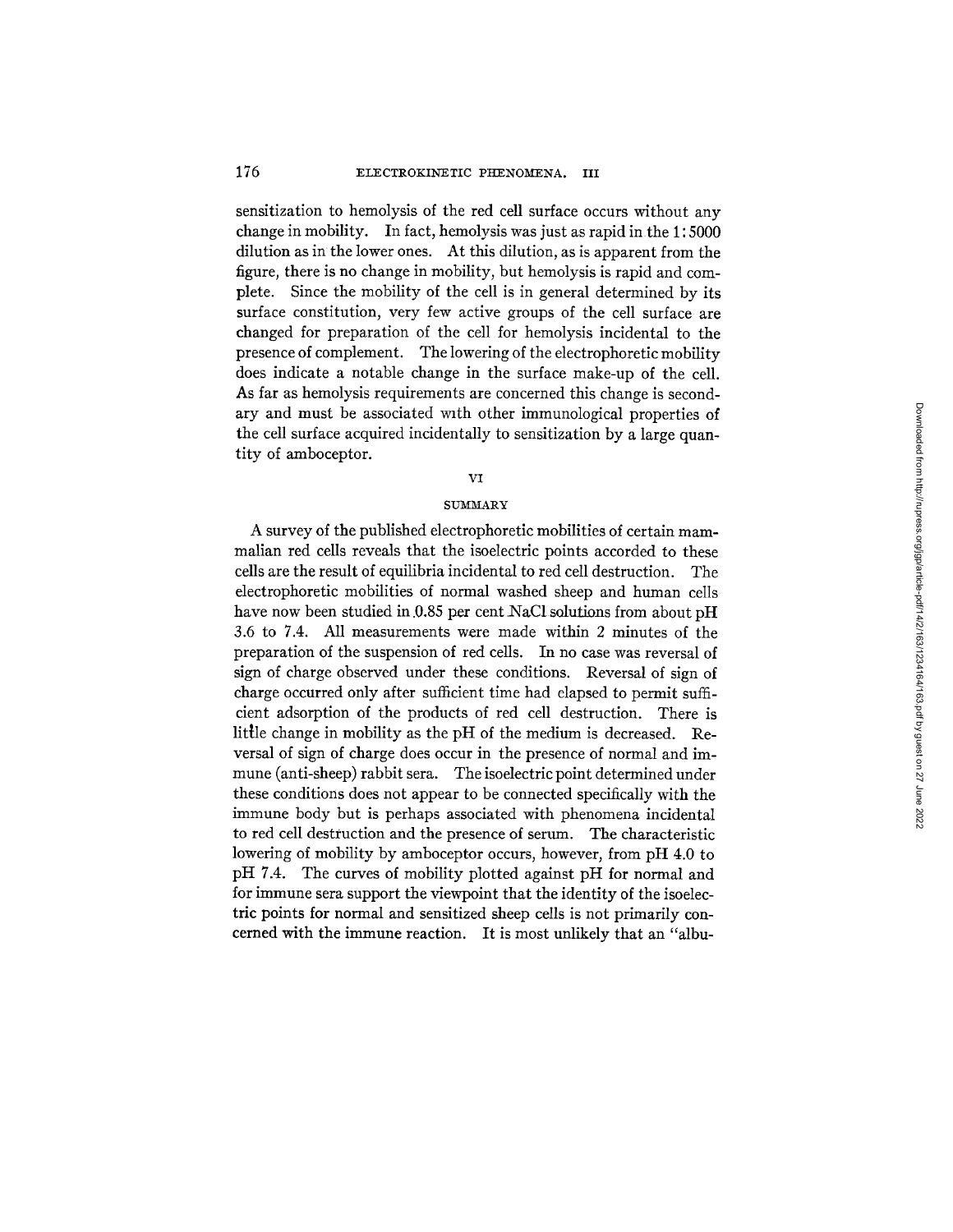sensitization to hemolysis of the red cell surface occurs without any change in mobility. In fact, hemolysis was just as rapid in the 1:5000 dilution as in the lower ones. At this dilution, as is apparent from the figure, there is no change in mobility, but hemolysis is rapid and complete. Since the mobility of the cell is in general determined by its surface constitution, very few active groups of the cell surface are changed for preparation of the cell for hemolysis incidental to the presence of complement. The lowering of the electrophoretic mobility does indicate a notable change in the surface make-up of the cell. As far as hemolysis requirements are concerned this change is secondary and must be associated with other immunological properties of the cell surface acquired incidentally to sensitization by a large quantity of amboceptor.

## VI

### SUMMARY

A survey of the published electrophoretic mobilities of certain mammalian red cells reveals that the isoelectric points accorded to these cells are the result of equilibria incidental to red cell destruction. The electrophoretic mobilities of normal washed sheep and human cells have now been studied in 0.85 per cent NaCl solutions from about pH 3.6 to 7.4. All measurements were made within 2 minutes of the preparation of the suspension of red cells. In no case was reversal of sign of charge observed under these conditions. Reversal of sign of charge occurred only after sufficient time had elapsed to permit sufficient adsorption of the products of red cell destruction. There is little change in mobility as the pH of the medium is decreased. Reversal of sign of charge does occur in the presence of normal and immune (anti-sheep) rabbit sera. The isoelectric point determined under these conditions does not appear to be connected specifically with the immune body but is perhaps associated with phenomena incidental to red cell destruction and the presence of serum. The characteristic lowering of mobility by amboceptor occurs, however, from pH 4.0 to pH 7.4. The curves of mobility plotted against pH for normal and for immune sera support the viewpoint that the identity of the isoelectric points for normal and sensitized sheep cells is not primarily concerned with the immune reaction. It is most unlikely that an "albu-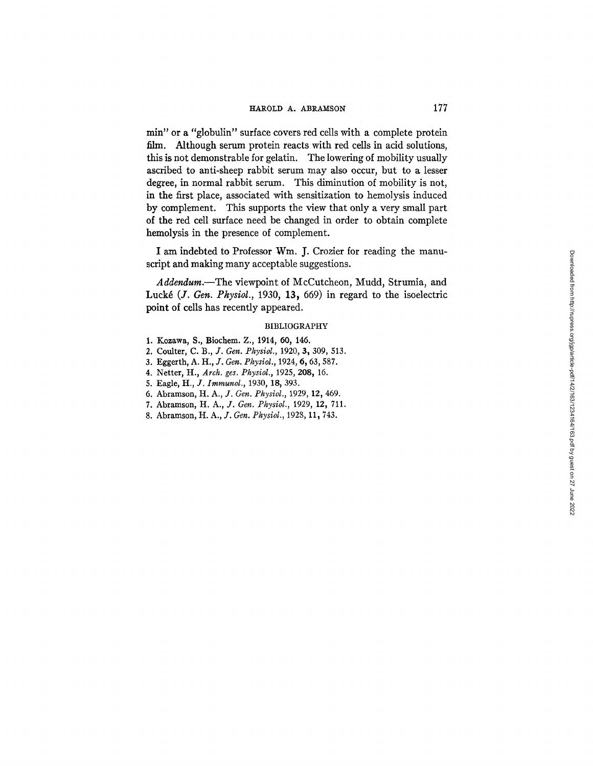min" or a "globulin" surface covers red cells with a complete protein film. Although serum protein reacts with red cells in acid solutions, this is not demonstrable for gelatin. The lowering of mobility usually ascribed to anti-sheep rabbit serum may also occur, but to a lesser degree, in normal rabbit serum. This diminution of mobility is not, in the first place, associated with sensitization to hemolysis induced by complement. This supports the view that only a very small part of the red cell surface need be changed in order to obtain complete hemolysis in the presence of complement.

I am indebted to Professor Wm. J. Crozier for reading the manuscript and making many acceptable suggestions.

*Addendum.*—The viewpoint of McCutcheon, Mudd, Strumia, and Lucké (*J. Gen. Physiol.*, 1930, **13,** 669) in regard to the isoelectric point of cells has recently appeared.

## BIBLIOGRAPHY

1. Kozawa, S., Biochem. Z., 1914, **60,** 146.
2. Coulter, C. B., *J. Gen. Physiol.*, 1920, **3,** 309, 513.
3. Eggerth, A. H., *J. Gen. Physiol.*, 1924, **6,** 63, 587.
4. Netter, H., *Arch. ges. Physiol.*, 1925, **208,** 16.
5. Eagle, H., *J. Immunol.*, 1930, **18,** 393.
6. Abramson, H. A., *J. Gen. Physiol.*, 1929, **12,** 469.
7. Abramson, H. A., *J. Gen. Physiol.*, 1929, **12,** 711.
8. Abramson, H. A., *J. Gen. Physiol.*, 1928, **11,** 743.